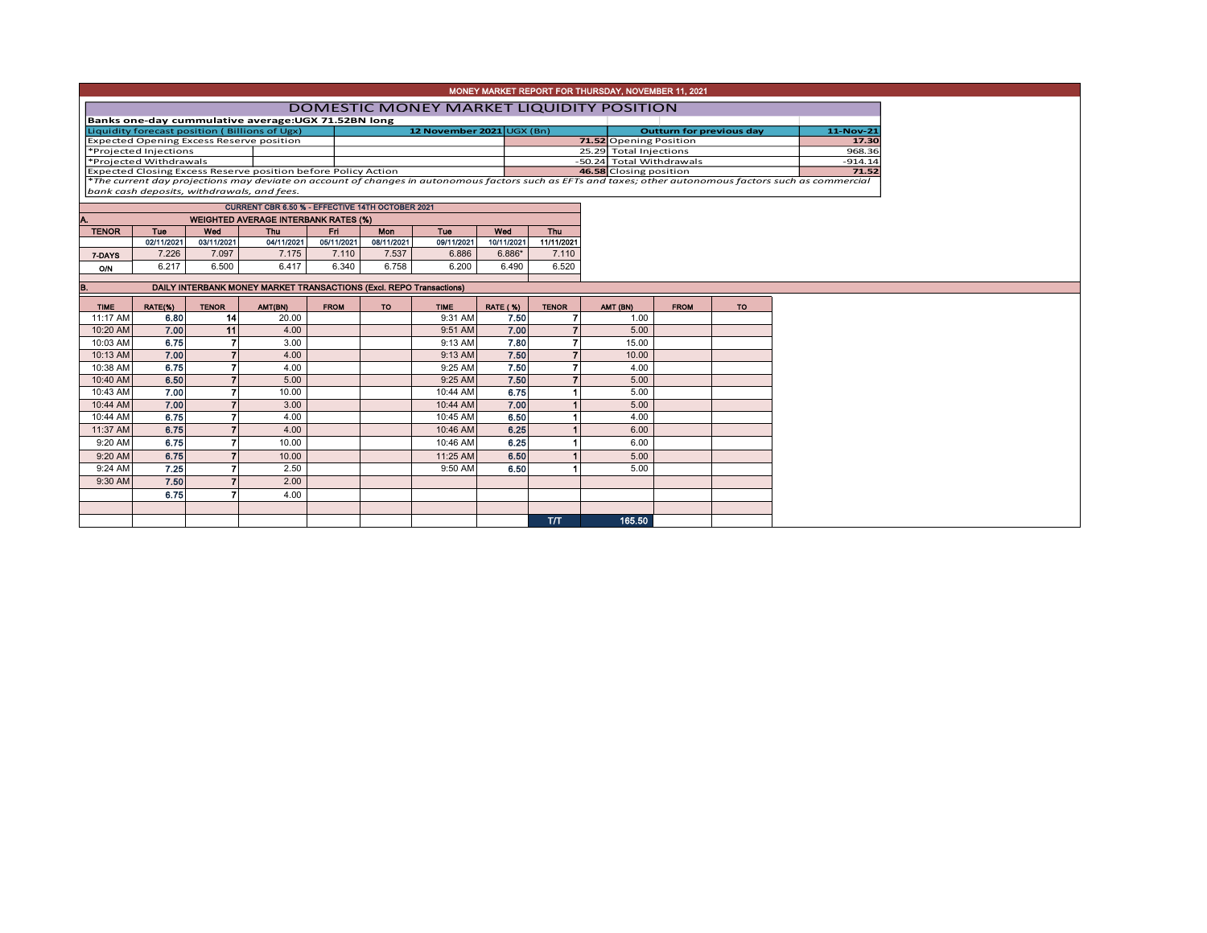# MONEY MARKET REPORT FOR THURSDAY, NOVEMBER 11, 2021

## DOMESTIC MONEY MARKET LIQUIDITY POSITION

**Banks one-day cummulative average:UGX 71.52BN long**

| Liquidity forecast position ( Billions of Ugx) | 12 November 2021 UGX (Bn) | Outturn for previous day | 11-Nov-21 |
|---|---|---|---|
| Expected Opening Excess Reserve position | 71.52 | Opening Position | 17.30 |
| *Projected Injections | 25.29 | Total Injections | 968.36 |
| *Projected Withdrawals | -50.24 | Total Withdrawals | -914.14 |
| Expected Closing Excess Reserve position before Policy Action | 46.58 | Closing position | 71.52 |

*The current day projections may deviate on account of changes in autonomous factors such as EFTs and taxes; other autonomous factors such as commercial bank cash deposits, withdrawals, and fees.*

**CURRENT CBR 6.50 % - EFFECTIVE 14TH OCTOBER 2021**

### A. WEIGHTED AVERAGE INTERBANK RATES (%)

| TENOR | Tue | Wed | Thu | Fri | Mon | Tue | Wed | Thu |
|---|---|---|---|---|---|---|---|---|
| | 02/11/2021 | 03/11/2021 | 04/11/2021 | 05/11/2021 | 08/11/2021 | 09/11/2021 | 10/11/2021 | 11/11/2021 |
| 7-DAYS | 7.226 | 7.097 | 7.175 | 7.110 | 7.537 | 6.886 | 6.886* | 7.110 |
| O/N | 6.217 | 6.500 | 6.417 | 6.340 | 6.758 | 6.200 | 6.490 | 6.520 |

### B. DAILY INTERBANK MONEY MARKET TRANSACTIONS (Excl. REPO Transactions)

| TIME | RATE(%) | TENOR | AMT(BN) | FROM | TO | TIME | RATE ( %) | TENOR | AMT (BN) | FROM | TO |
|---|---|---|---|---|---|---|---|---|---|---|---|
| 11:17 AM | 6.80 | 14 | 20.00 | | | 9:31 AM | 7.50 | 7 | 1.00 | | |
| 10:20 AM | 7.00 | 11 | 4.00 | | | 9:51 AM | 7.00 | 7 | 5.00 | | |
| 10:03 AM | 6.75 | 7 | 3.00 | | | 9:13 AM | 7.80 | 7 | 15.00 | | |
| 10:13 AM | 7.00 | 7 | 4.00 | | | 9:13 AM | 7.50 | 7 | 10.00 | | |
| 10:38 AM | 6.75 | 7 | 4.00 | | | 9:25 AM | 7.50 | 7 | 4.00 | | |
| 10:40 AM | 6.50 | 7 | 5.00 | | | 9:25 AM | 7.50 | 7 | 5.00 | | |
| 10:43 AM | 7.00 | 7 | 10.00 | | | 10:44 AM | 6.75 | 1 | 5.00 | | |
| 10:44 AM | 7.00 | 7 | 3.00 | | | 10:44 AM | 7.00 | 1 | 5.00 | | |
| 10:44 AM | 6.75 | 7 | 4.00 | | | 10:45 AM | 6.50 | 1 | 4.00 | | |
| 11:37 AM | 6.75 | 7 | 4.00 | | | 10:46 AM | 6.25 | 1 | 6.00 | | |
| 9:20 AM | 6.75 | 7 | 10.00 | | | 10:46 AM | 6.25 | 1 | 6.00 | | |
| 9:20 AM | 6.75 | 7 | 10.00 | | | 11:25 AM | 6.50 | 1 | 5.00 | | |
| 9:24 AM | 7.25 | 7 | 2.50 | | | 9:50 AM | 6.50 | 1 | 5.00 | | |
| 9:30 AM | 7.50 | 7 | 2.00 | | | | | | | | |
| | 6.75 | 7 | 4.00 | | | | | | | | |
| | | | | | | | | T/T | 165.50 | | |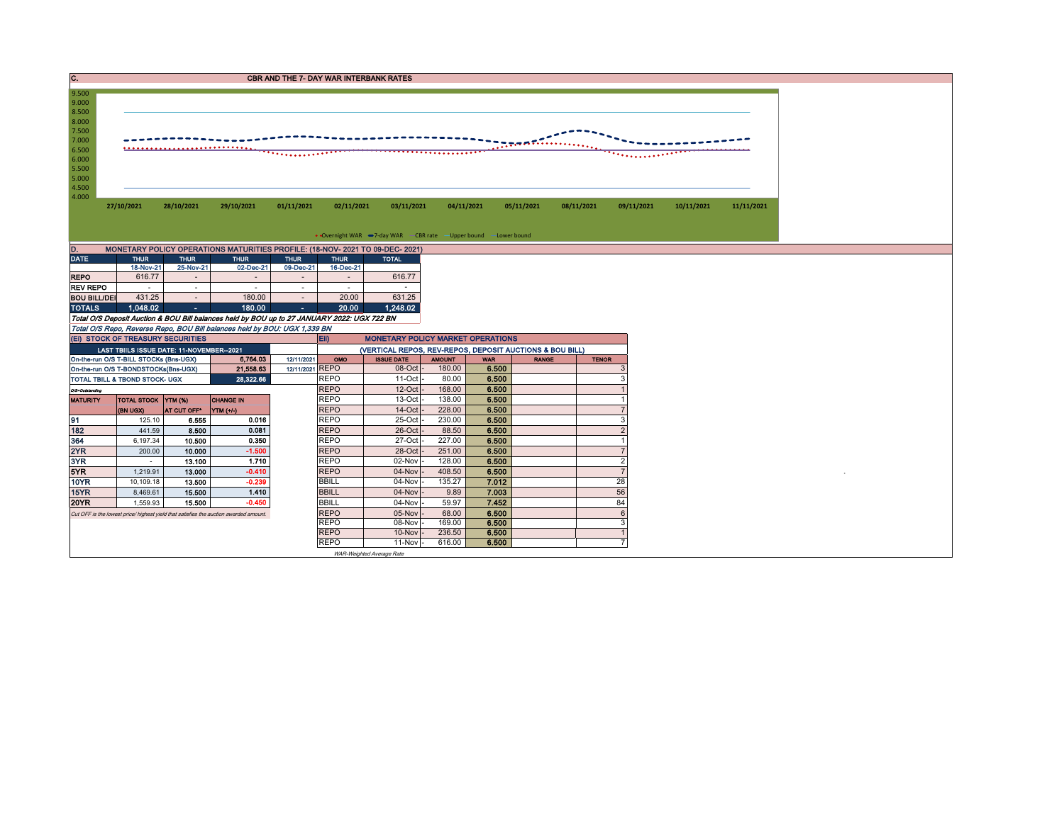## C. CBR AND THE 7- DAY WAR INTERBANK RATES

9.500
9.000
8.500
8.000
7.500
7.000
6.500
6.000
5.500
5.000
4.500
4.000

27/10/2021 28/10/2021 29/10/2021 01/11/2021 02/11/2021 03/11/2021 04/11/2021 05/11/2021 08/11/2021 09/11/2021 10/11/2021 11/11/2021

Overnight WAR — 7-day WAR — CBR rate — Upper bound — Lower bound

## D. MONETARY POLICY OPERATIONS MATURITIES PROFILE: (18-NOV- 2021 TO 09-DEC- 2021)

| DATE | THUR | THUR | THUR | THUR | THUR | TOTAL |
|---|---|---|---|---|---|---|
| | 18-Nov-21 | 25-Nov-21 | 02-Dec-21 | 09-Dec-21 | 16-Dec-21 | |
| REPO | 616.77 | - | - | - | - | 616.77 |
| REV REPO | - | - | - | - | - | - |
| BOU BILL/DEI | 431.25 | - | 180.00 | - | 20.00 | 631.25 |
| TOTALS | 1,048.02 | - | 180.00 | - | 20.00 | 1,248.02 |

*Total O/S Deposit Auction & BOU Bill balances held by BOU up to 27 JANUARY 2022: UGX 722 BN*

*Total O/S Repo, Reverse Repo, BOU Bill balances held by BOU: UGX 1,339 BN*

### (Ei) STOCK OF TREASURY SECURITIES

| LAST TBIILS ISSUE DATE: 11-NOVEMBER--2021 | | |
|---|---|---|
| On-the-run O/S T-BILL STOCKs (Bns-UGX) | 6,764.03 | 12/11/2021 |
| On-the-run O/S T-BONDSTOCKs(Bns-UGX) | 21,558.63 | 12/11/2021 |
| TOTAL TBILL & TBOND STOCK- UGX | 28,322.66 | |

*O/S=Outstanding*

| MATURITY | TOTAL STOCK (BN UGX) | YTM (%) AT CUT OFF* | CHANGE IN YTM (+/-) |
|---|---|---|---|
| 91 | 125.10 | 6.555 | 0.016 |
| 182 | 441.59 | 8.500 | 0.081 |
| 364 | 6,197.34 | 10.500 | 0.350 |
| 2YR | 200.00 | 10.000 | -1.500 |
| 3YR | - | 13.100 | 1.710 |
| 5YR | 1,219.91 | 13.000 | -0.410 |
| 10YR | 10,109.18 | 13.500 | -0.239 |
| 15YR | 8,469.61 | 15.500 | 1.410 |
| 20YR | 1,559.93 | 15.500 | -0.450 |

*Cut OFF is the lowest price/ highest yield that satisfies the auction awarded amount.*

### Eii) MONETARY POLICY MARKET OPERATIONS

(VERTICAL REPOS, REV-REPOS, DEPOSIT AUCTIONS & BOU BILL)

| OMO | ISSUE DATE | AMOUNT | WAR | RANGE | TENOR |
|---|---|---|---|---|---|
| REPO | 08-Oct | 180.00 | 6.500 | | 3 |
| REPO | 11-Oct | 80.00 | 6.500 | | 3 |
| REPO | 12-Oct | 168.00 | 6.500 | | 1 |
| REPO | 13-Oct | 138.00 | 6.500 | | 1 |
| REPO | 14-Oct | 228.00 | 6.500 | | 7 |
| REPO | 25-Oct | 230.00 | 6.500 | | 3 |
| REPO | 26-Oct | 88.50 | 6.500 | | 2 |
| REPO | 27-Oct | 227.00 | 6.500 | | 1 |
| REPO | 28-Oct | 251.00 | 6.500 | | 7 |
| REPO | 02-Nov | 128.00 | 6.500 | | 2 |
| REPO | 04-Nov | 408.50 | 6.500 | | 7 |
| BBILL | 04-Nov | 135.27 | 7.012 | | 28 |
| BBILL | 04-Nov | 9.89 | 7.003 | | 56 |
| BBILL | 04-Nov | 59.97 | 7.452 | | 84 |
| REPO | 05-Nov | 68.00 | 6.500 | | 6 |
| REPO | 08-Nov | 169.00 | 6.500 | | 3 |
| REPO | 10-Nov | 236.50 | 6.500 | | 1 |
| REPO | 11-Nov | 616.00 | 6.500 | | 7 |

*WAR-Weighted Average Rate*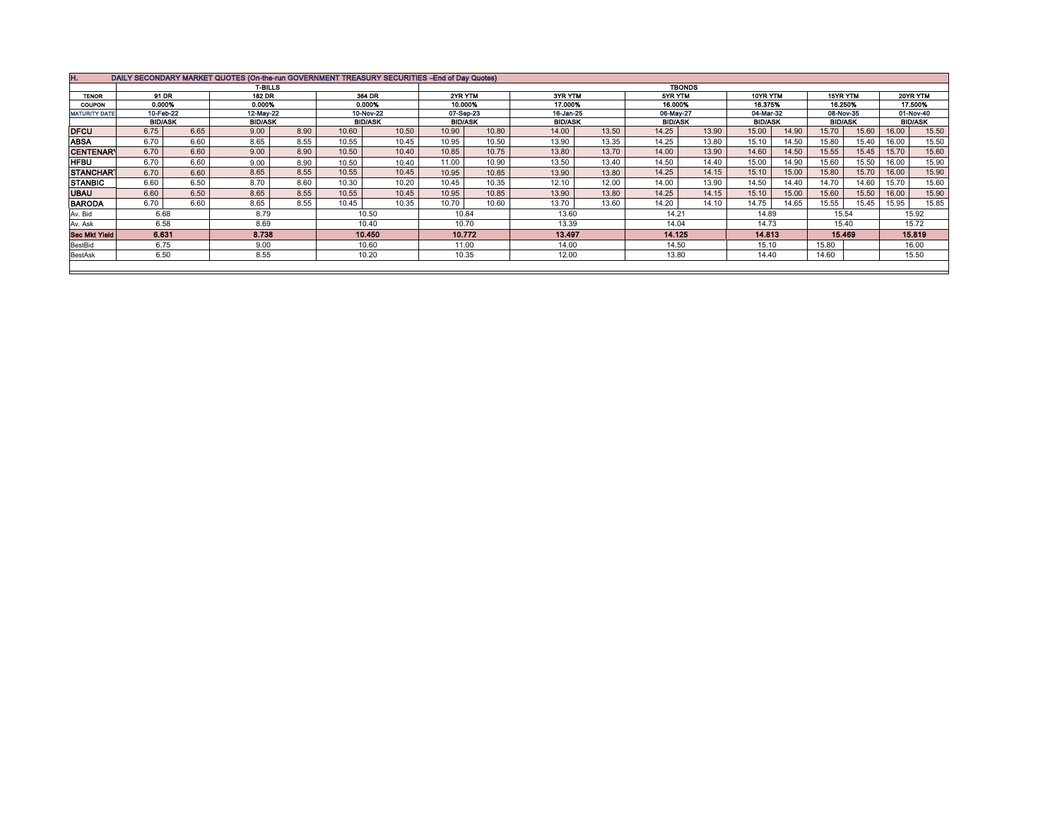## H. DAILY SECONDARY MARKET QUOTES (On-the-run GOVERNMENT TREASURY SECURITIES –End of Day Quotes)

| | T-BILLS | | | | | | TBONDS | | | | | | | | | | | |
|---|---|---|---|---|---|---|---|---|---|---|---|---|---|---|---|---|---|---|
| **TENOR** | **91 DR** | | **182 DR** | | **364 DR** | | **2YR YTM** | | **3YR YTM** | | **5YR YTM** | | **10YR YTM** | | **15YR YTM** | | **20YR YTM** | |
| **COUPON** | **0.000%** | | **0.000%** | | **0.000%** | | **10.000%** | | **17.000%** | | **16.000%** | | **16.375%** | | **16.250%** | | **17.500%** | |
| **MATURITY DATE** | **10-Feb-22** | | **12-May-22** | | **10-Nov-22** | | **07-Sep-23** | | **16-Jan-25** | | **06-May-27** | | **04-Mar-32** | | **08-Nov-35** | | **01-Nov-40** | |
| | **BID/ASK** | | **BID/ASK** | | **BID/ASK** | | **BID/ASK** | | **BID/ASK** | | **BID/ASK** | | **BID/ASK** | | **BID/ASK** | | **BID/ASK** | |
| **DFCU** | 6.75 | 6.65 | 9.00 | 8.90 | 10.60 | 10.50 | 10.90 | 10.80 | 14.00 | 13.50 | 14.25 | 13.90 | 15.00 | 14.90 | 15.70 | 15.60 | 16.00 | 15.50 |
| **ABSA** | 6.70 | 6.60 | 8.65 | 8.55 | 10.55 | 10.45 | 10.95 | 10.50 | 13.90 | 13.35 | 14.25 | 13.80 | 15.10 | 14.50 | 15.80 | 15.40 | 16.00 | 15.50 |
| **CENTENARY** | 6.70 | 6.60 | 9.00 | 8.90 | 10.50 | 10.40 | 10.85 | 10.75 | 13.80 | 13.70 | 14.00 | 13.90 | 14.60 | 14.50 | 15.55 | 15.45 | 15.70 | 15.60 |
| **HFBU** | 6.70 | 6.60 | 9.00 | 8.90 | 10.50 | 10.40 | 11.00 | 10.90 | 13.50 | 13.40 | 14.50 | 14.40 | 15.00 | 14.90 | 15.60 | 15.50 | 16.00 | 15.90 |
| **STANCHART** | 6.70 | 6.60 | 8.65 | 8.55 | 10.55 | 10.45 | 10.95 | 10.85 | 13.90 | 13.80 | 14.25 | 14.15 | 15.10 | 15.00 | 15.80 | 15.70 | 16.00 | 15.90 |
| **STANBIC** | 6.60 | 6.50 | 8.70 | 8.60 | 10.30 | 10.20 | 10.45 | 10.35 | 12.10 | 12.00 | 14.00 | 13.90 | 14.50 | 14.40 | 14.70 | 14.60 | 15.70 | 15.60 |
| **UBAU** | 6.60 | 6.50 | 8.65 | 8.55 | 10.55 | 10.45 | 10.95 | 10.85 | 13.90 | 13.80 | 14.25 | 14.15 | 15.10 | 15.00 | 15.60 | 15.50 | 16.00 | 15.90 |
| **BARODA** | 6.70 | 6.60 | 8.65 | 8.55 | 10.45 | 10.35 | 10.70 | 10.60 | 13.70 | 13.60 | 14.20 | 14.10 | 14.75 | 14.65 | 15.55 | 15.45 | 15.95 | 15.85 |
| Av. Bid | 6.68 | | 8.79 | | 10.50 | | 10.84 | | 13.60 | | 14.21 | | 14.89 | | 15.54 | | 15.92 | |
| Av. Ask | 6.58 | | 8.69 | | 10.40 | | 10.70 | | 13.39 | | 14.04 | | 14.73 | | 15.40 | | 15.72 | |
| **Sec Mkt Yield** | **6.631** | | **8.738** | | **10.450** | | **10.772** | | **13.497** | | **14.125** | | **14.813** | | **15.469** | | **15.819** | |
| BestBid | 6.75 | | 9.00 | | 10.60 | | 11.00 | | 14.00 | | 14.50 | | 15.10 | | 15.80 | | 16.00 | |
| BestAsk | 6.50 | | 8.55 | | 10.20 | | 10.35 | | 12.00 | | 13.80 | | 14.40 | | 14.60 | | 15.50 | |